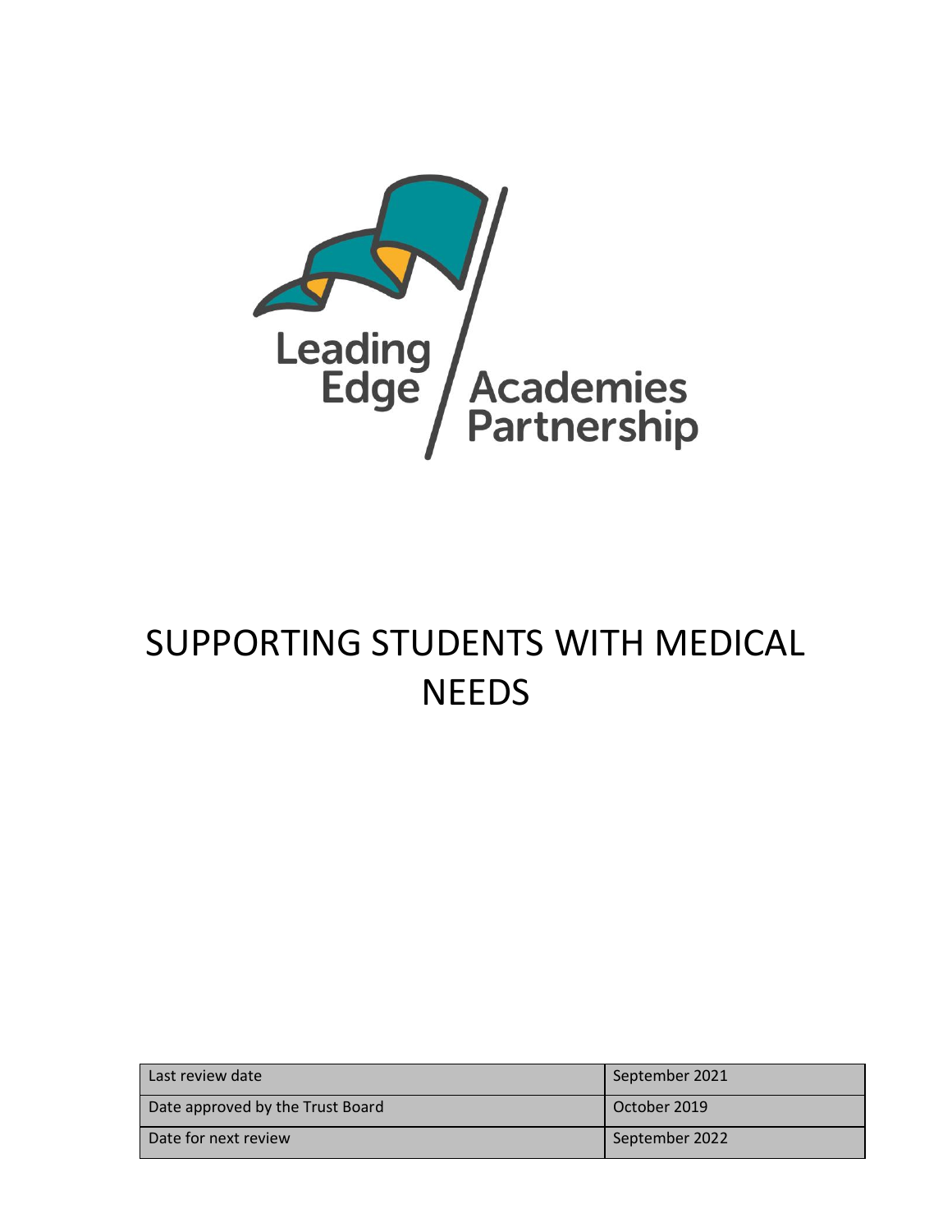Leading Edge Academies Partnership

# SUPPORTING STUDENTS WITH MEDICAL NEEDS

| Last review date | September 2021 |
| --- | --- |
| Date approved by the Trust Board | October 2019 |
| Date for next review | September 2022 |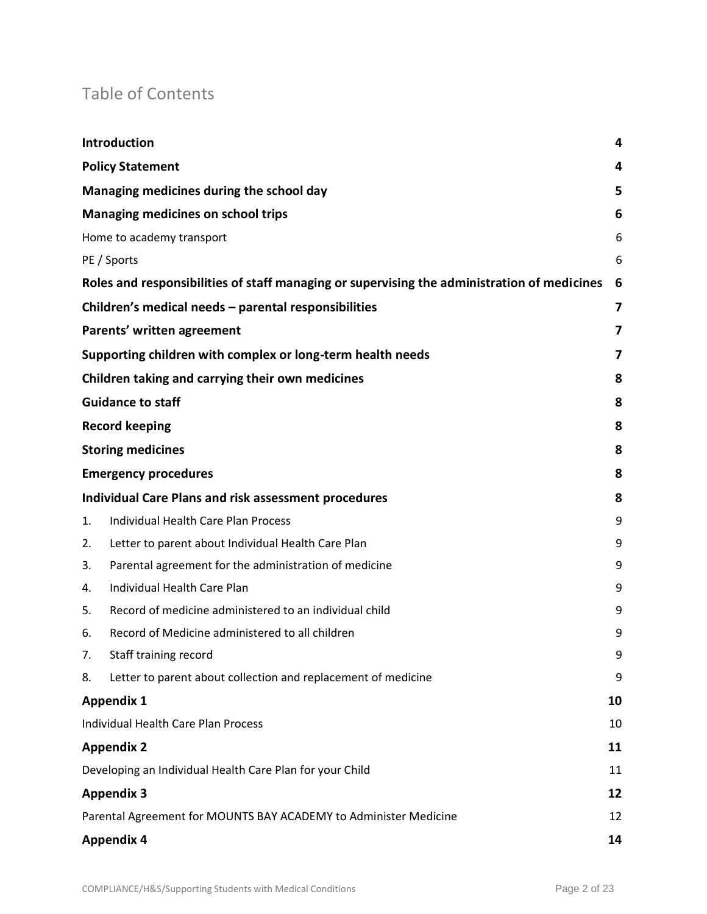# Table of Contents

| | |
|---|---|
| **Introduction** | **4** |
| **Policy Statement** | **4** |
| **Managing medicines during the school day** | **5** |
| **Managing medicines on school trips** | **6** |
| Home to academy transport | 6 |
| PE / Sports | 6 |
| **Roles and responsibilities of staff managing or supervising the administration of medicines** | **6** |
| **Children's medical needs – parental responsibilities** | **7** |
| **Parents' written agreement** | **7** |
| **Supporting children with complex or long-term health needs** | **7** |
| **Children taking and carrying their own medicines** | **8** |
| **Guidance to staff** | **8** |
| **Record keeping** | **8** |
| **Storing medicines** | **8** |
| **Emergency procedures** | **8** |
| **Individual Care Plans and risk assessment procedures** | **8** |
| 1. Individual Health Care Plan Process | 9 |
| 2. Letter to parent about Individual Health Care Plan | 9 |
| 3. Parental agreement for the administration of medicine | 9 |
| 4. Individual Health Care Plan | 9 |
| 5. Record of medicine administered to an individual child | 9 |
| 6. Record of Medicine administered to all children | 9 |
| 7. Staff training record | 9 |
| 8. Letter to parent about collection and replacement of medicine | 9 |
| **Appendix 1** | **10** |
| Individual Health Care Plan Process | 10 |
| **Appendix 2** | **11** |
| Developing an Individual Health Care Plan for your Child | 11 |
| **Appendix 3** | **12** |
| Parental Agreement for MOUNTS BAY ACADEMY to Administer Medicine | 12 |
| **Appendix 4** | **14** |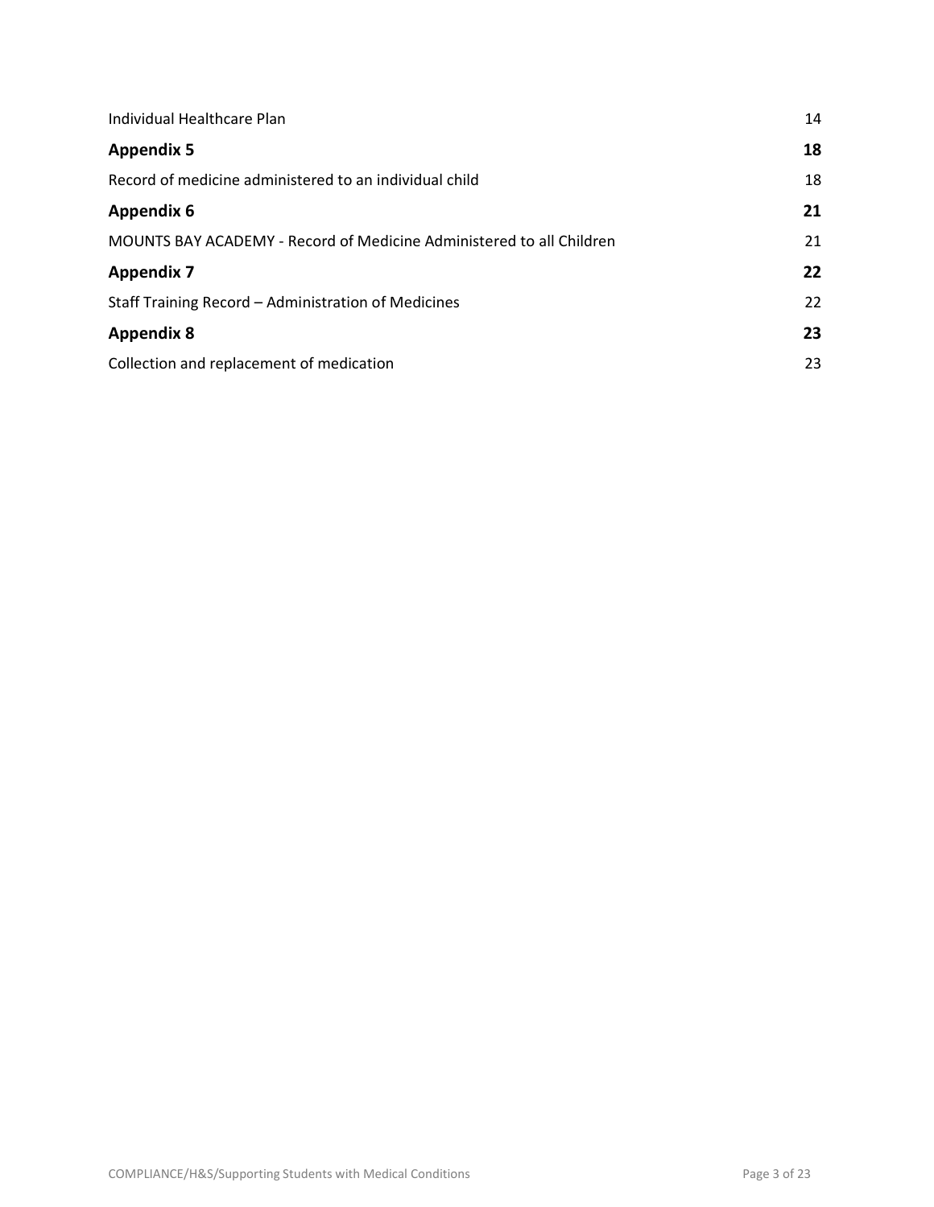| | |
|---|---|
| Individual Healthcare Plan | 14 |
| **Appendix 5** | **18** |
| Record of medicine administered to an individual child | 18 |
| **Appendix 6** | **21** |
| MOUNTS BAY ACADEMY - Record of Medicine Administered to all Children | 21 |
| **Appendix 7** | **22** |
| Staff Training Record – Administration of Medicines | 22 |
| **Appendix 8** | **23** |
| Collection and replacement of medication | 23 |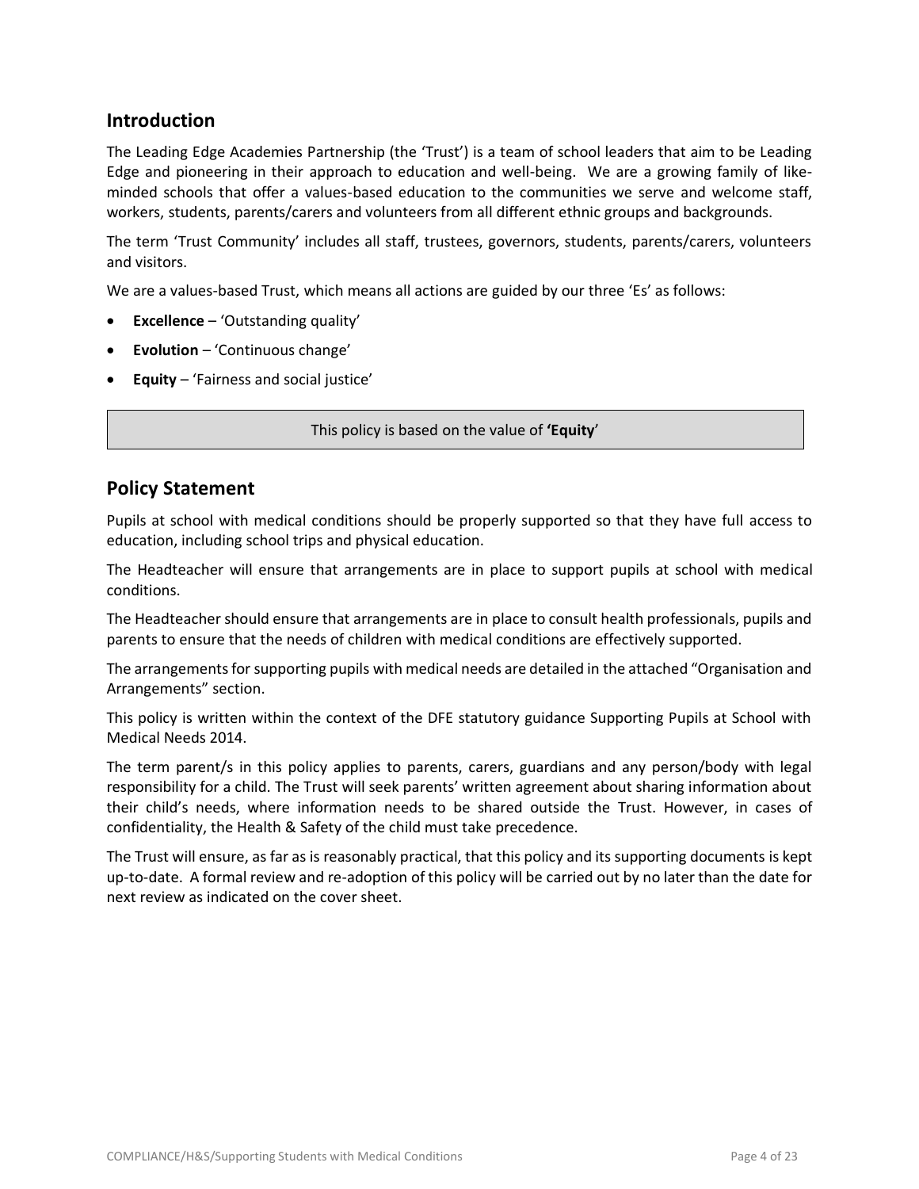## Introduction

The Leading Edge Academies Partnership (the 'Trust') is a team of school leaders that aim to be Leading Edge and pioneering in their approach to education and well-being. We are a growing family of like-minded schools that offer a values-based education to the communities we serve and welcome staff, workers, students, parents/carers and volunteers from all different ethnic groups and backgrounds.

The term 'Trust Community' includes all staff, trustees, governors, students, parents/carers, volunteers and visitors.

We are a values-based Trust, which means all actions are guided by our three 'Es' as follows:

- **Excellence** – 'Outstanding quality'
- **Evolution** – 'Continuous change'
- **Equity** – 'Fairness and social justice'

This policy is based on the value of **'Equity**'

## Policy Statement

Pupils at school with medical conditions should be properly supported so that they have full access to education, including school trips and physical education.

The Headteacher will ensure that arrangements are in place to support pupils at school with medical conditions.

The Headteacher should ensure that arrangements are in place to consult health professionals, pupils and parents to ensure that the needs of children with medical conditions are effectively supported.

The arrangements for supporting pupils with medical needs are detailed in the attached "Organisation and Arrangements" section.

This policy is written within the context of the DFE statutory guidance Supporting Pupils at School with Medical Needs 2014.

The term parent/s in this policy applies to parents, carers, guardians and any person/body with legal responsibility for a child. The Trust will seek parents' written agreement about sharing information about their child's needs, where information needs to be shared outside the Trust. However, in cases of confidentiality, the Health & Safety of the child must take precedence.

The Trust will ensure, as far as is reasonably practical, that this policy and its supporting documents is kept up-to-date. A formal review and re-adoption of this policy will be carried out by no later than the date for next review as indicated on the cover sheet.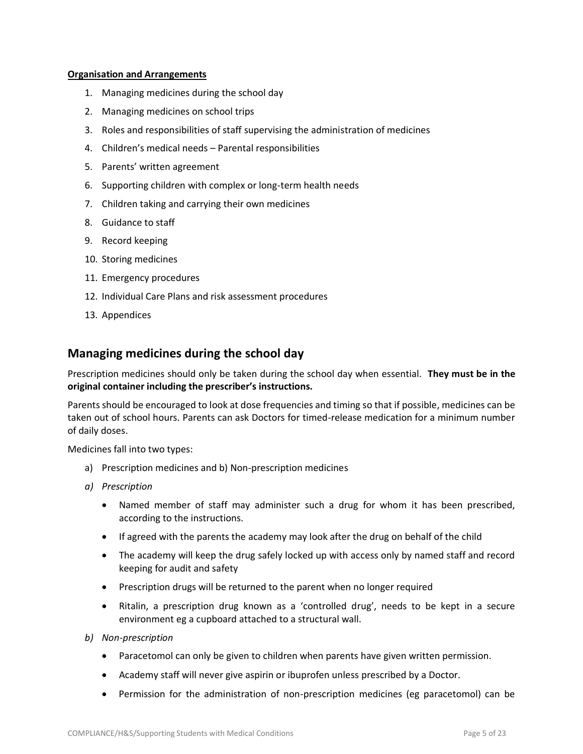**Organisation and Arrangements**

1. Managing medicines during the school day
2. Managing medicines on school trips
3. Roles and responsibilities of staff supervising the administration of medicines
4. Children's medical needs – Parental responsibilities
5. Parents' written agreement
6. Supporting children with complex or long-term health needs
7. Children taking and carrying their own medicines
8. Guidance to staff
9. Record keeping
10. Storing medicines
11. Emergency procedures
12. Individual Care Plans and risk assessment procedures
13. Appendices

## Managing medicines during the school day

Prescription medicines should only be taken during the school day when essential. **They must be in the original container including the prescriber's instructions.**

Parents should be encouraged to look at dose frequencies and timing so that if possible, medicines can be taken out of school hours. Parents can ask Doctors for timed-release medication for a minimum number of daily doses.

Medicines fall into two types:

a) Prescription medicines and b) Non-prescription medicines

*a) Prescription*

- Named member of staff may administer such a drug for whom it has been prescribed, according to the instructions.
- If agreed with the parents the academy may look after the drug on behalf of the child
- The academy will keep the drug safely locked up with access only by named staff and record keeping for audit and safety
- Prescription drugs will be returned to the parent when no longer required
- Ritalin, a prescription drug known as a 'controlled drug', needs to be kept in a secure environment eg a cupboard attached to a structural wall.

*b) Non-prescription*

- Paracetomol can only be given to children when parents have given written permission.
- Academy staff will never give aspirin or ibuprofen unless prescribed by a Doctor.
- Permission for the administration of non-prescription medicines (eg paracetomol) can be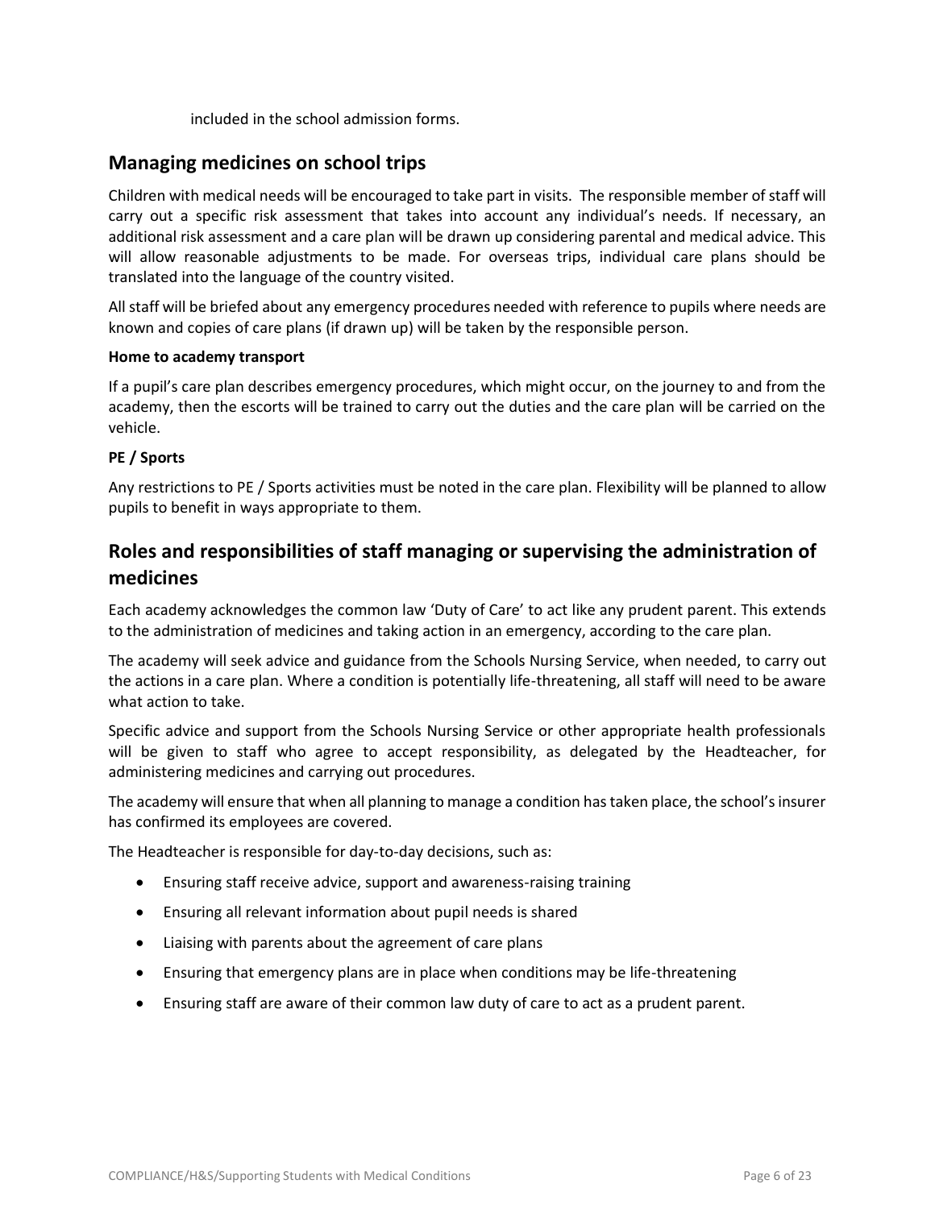included in the school admission forms.

## Managing medicines on school trips

Children with medical needs will be encouraged to take part in visits. The responsible member of staff will carry out a specific risk assessment that takes into account any individual's needs. If necessary, an additional risk assessment and a care plan will be drawn up considering parental and medical advice. This will allow reasonable adjustments to be made. For overseas trips, individual care plans should be translated into the language of the country visited.

All staff will be briefed about any emergency procedures needed with reference to pupils where needs are known and copies of care plans (if drawn up) will be taken by the responsible person.

**Home to academy transport**

If a pupil's care plan describes emergency procedures, which might occur, on the journey to and from the academy, then the escorts will be trained to carry out the duties and the care plan will be carried on the vehicle.

**PE / Sports**

Any restrictions to PE / Sports activities must be noted in the care plan. Flexibility will be planned to allow pupils to benefit in ways appropriate to them.

## Roles and responsibilities of staff managing or supervising the administration of medicines

Each academy acknowledges the common law 'Duty of Care' to act like any prudent parent. This extends to the administration of medicines and taking action in an emergency, according to the care plan.

The academy will seek advice and guidance from the Schools Nursing Service, when needed, to carry out the actions in a care plan. Where a condition is potentially life-threatening, all staff will need to be aware what action to take.

Specific advice and support from the Schools Nursing Service or other appropriate health professionals will be given to staff who agree to accept responsibility, as delegated by the Headteacher, for administering medicines and carrying out procedures.

The academy will ensure that when all planning to manage a condition has taken place, the school's insurer has confirmed its employees are covered.

The Headteacher is responsible for day-to-day decisions, such as:

- Ensuring staff receive advice, support and awareness-raising training
- Ensuring all relevant information about pupil needs is shared
- Liaising with parents about the agreement of care plans
- Ensuring that emergency plans are in place when conditions may be life-threatening
- Ensuring staff are aware of their common law duty of care to act as a prudent parent.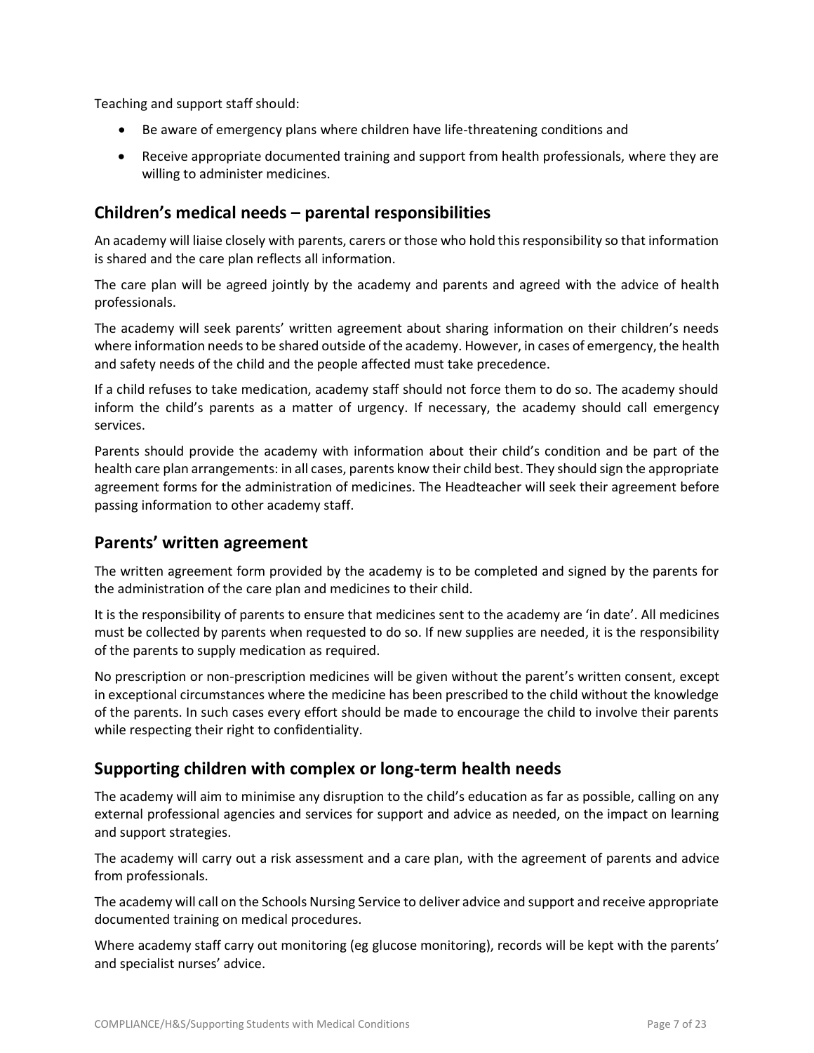Teaching and support staff should:

- Be aware of emergency plans where children have life-threatening conditions and
- Receive appropriate documented training and support from health professionals, where they are willing to administer medicines.

## Children's medical needs – parental responsibilities

An academy will liaise closely with parents, carers or those who hold this responsibility so that information is shared and the care plan reflects all information.

The care plan will be agreed jointly by the academy and parents and agreed with the advice of health professionals.

The academy will seek parents' written agreement about sharing information on their children's needs where information needs to be shared outside of the academy. However, in cases of emergency, the health and safety needs of the child and the people affected must take precedence.

If a child refuses to take medication, academy staff should not force them to do so. The academy should inform the child's parents as a matter of urgency. If necessary, the academy should call emergency services.

Parents should provide the academy with information about their child's condition and be part of the health care plan arrangements: in all cases, parents know their child best. They should sign the appropriate agreement forms for the administration of medicines. The Headteacher will seek their agreement before passing information to other academy staff.

## Parents' written agreement

The written agreement form provided by the academy is to be completed and signed by the parents for the administration of the care plan and medicines to their child.

It is the responsibility of parents to ensure that medicines sent to the academy are 'in date'. All medicines must be collected by parents when requested to do so. If new supplies are needed, it is the responsibility of the parents to supply medication as required.

No prescription or non-prescription medicines will be given without the parent's written consent, except in exceptional circumstances where the medicine has been prescribed to the child without the knowledge of the parents. In such cases every effort should be made to encourage the child to involve their parents while respecting their right to confidentiality.

## Supporting children with complex or long-term health needs

The academy will aim to minimise any disruption to the child's education as far as possible, calling on any external professional agencies and services for support and advice as needed, on the impact on learning and support strategies.

The academy will carry out a risk assessment and a care plan, with the agreement of parents and advice from professionals.

The academy will call on the Schools Nursing Service to deliver advice and support and receive appropriate documented training on medical procedures.

Where academy staff carry out monitoring (eg glucose monitoring), records will be kept with the parents' and specialist nurses' advice.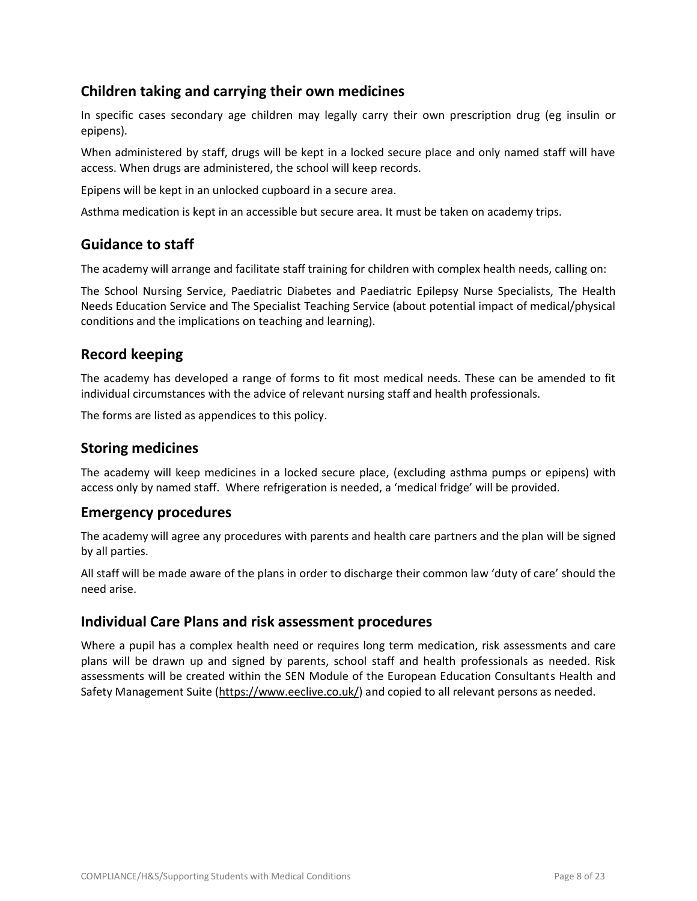## Children taking and carrying their own medicines

In specific cases secondary age children may legally carry their own prescription drug (eg insulin or epipens).

When administered by staff, drugs will be kept in a locked secure place and only named staff will have access. When drugs are administered, the school will keep records.

Epipens will be kept in an unlocked cupboard in a secure area.

Asthma medication is kept in an accessible but secure area. It must be taken on academy trips.

## Guidance to staff

The academy will arrange and facilitate staff training for children with complex health needs, calling on:

The School Nursing Service, Paediatric Diabetes and Paediatric Epilepsy Nurse Specialists, The Health Needs Education Service and The Specialist Teaching Service (about potential impact of medical/physical conditions and the implications on teaching and learning).

## Record keeping

The academy has developed a range of forms to fit most medical needs. These can be amended to fit individual circumstances with the advice of relevant nursing staff and health professionals.

The forms are listed as appendices to this policy.

## Storing medicines

The academy will keep medicines in a locked secure place, (excluding asthma pumps or epipens) with access only by named staff. Where refrigeration is needed, a 'medical fridge' will be provided.

## Emergency procedures

The academy will agree any procedures with parents and health care partners and the plan will be signed by all parties.

All staff will be made aware of the plans in order to discharge their common law 'duty of care' should the need arise.

## Individual Care Plans and risk assessment procedures

Where a pupil has a complex health need or requires long term medication, risk assessments and care plans will be drawn up and signed by parents, school staff and health professionals as needed. Risk assessments will be created within the SEN Module of the European Education Consultants Health and Safety Management Suite (https://www.eeclive.co.uk/) and copied to all relevant persons as needed.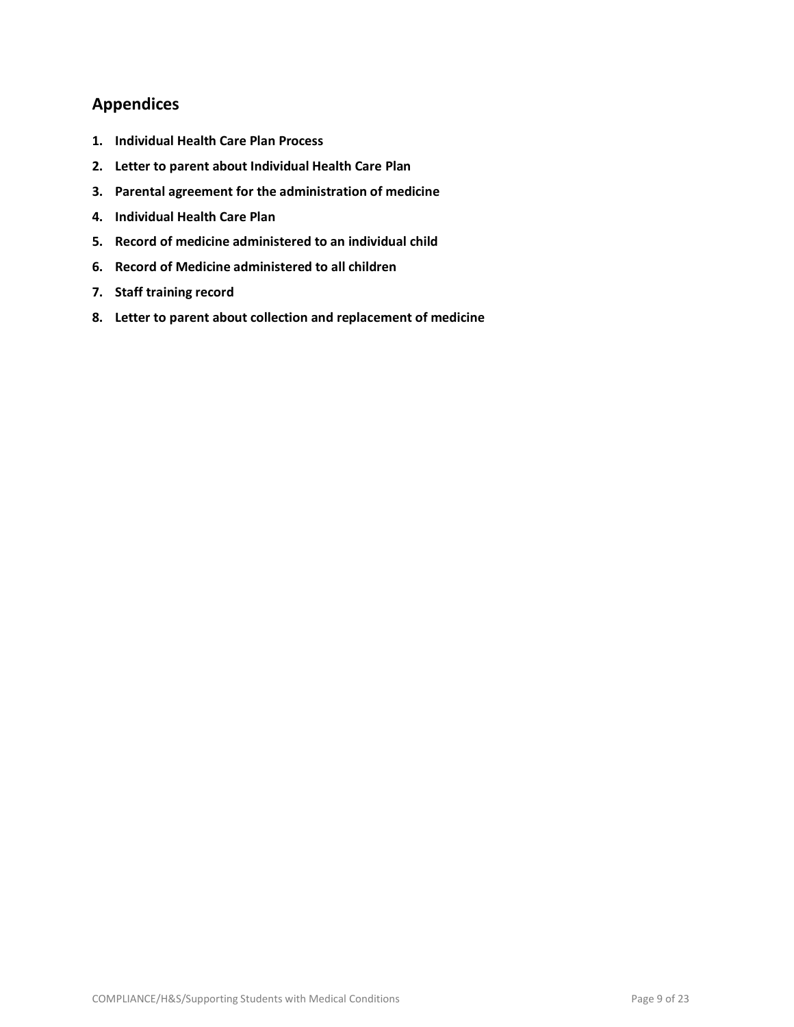## Appendices

1. **Individual Health Care Plan Process**
2. **Letter to parent about Individual Health Care Plan**
3. **Parental agreement for the administration of medicine**
4. **Individual Health Care Plan**
5. **Record of medicine administered to an individual child**
6. **Record of Medicine administered to all children**
7. **Staff training record**
8. **Letter to parent about collection and replacement of medicine**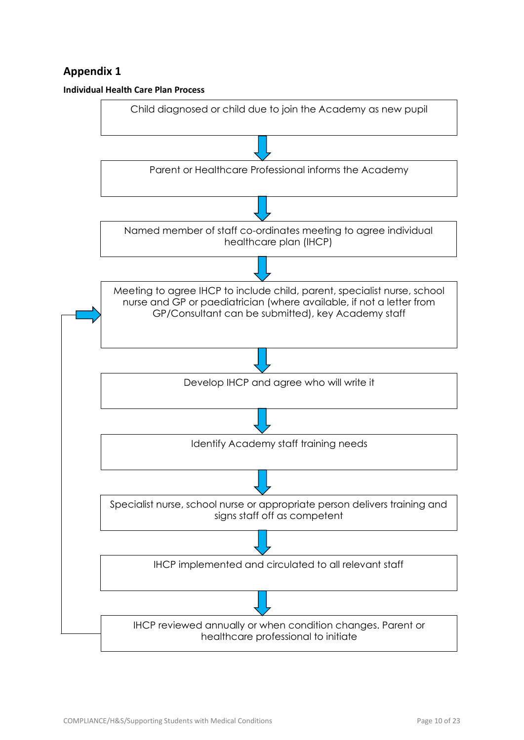## Appendix 1

**Individual Health Care Plan Process**

Child diagnosed or child due to join the Academy as new pupil

↓

Parent or Healthcare Professional informs the Academy

↓

Named member of staff co-ordinates meeting to agree individual healthcare plan (IHCP)

↓

Meeting to agree IHCP to include child, parent, specialist nurse, school nurse and GP or paediatrician (where available, if not a letter from GP/Consultant can be submitted), key Academy staff

↓

Develop IHCP and agree who will write it

↓

Identify Academy staff training needs

↓

Specialist nurse, school nurse or appropriate person delivers training and signs staff off as competent

↓

IHCP implemented and circulated to all relevant staff

↓

IHCP reviewed annually or when condition changes. Parent or healthcare professional to initiate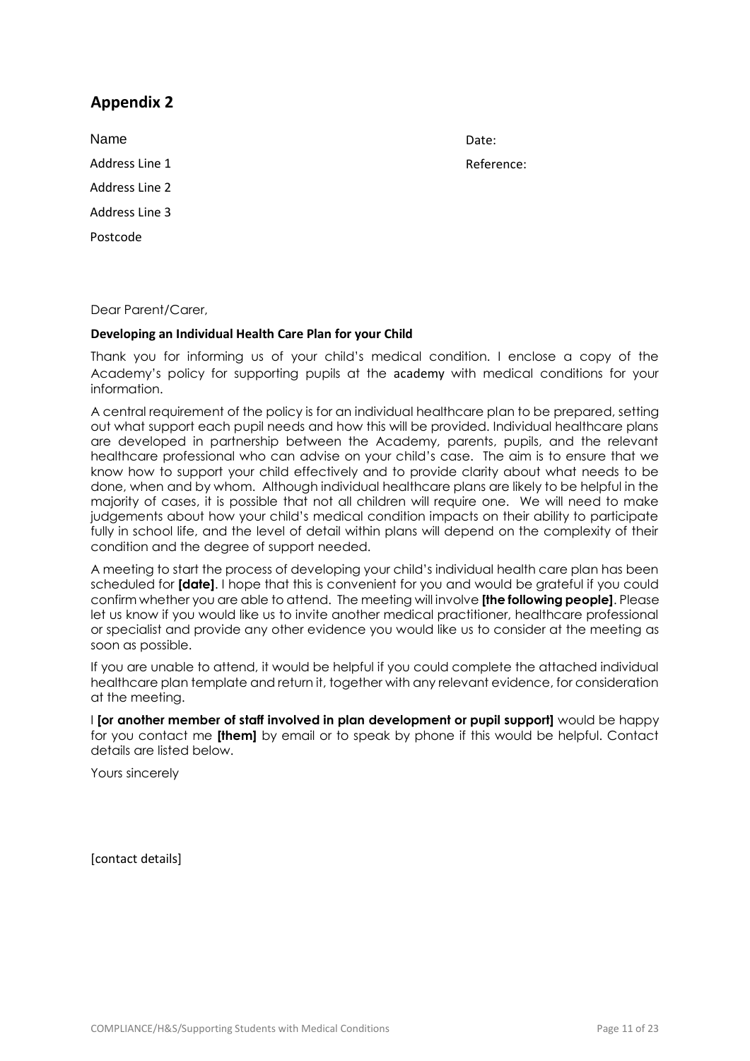## Appendix 2

Name
Address Line 1
Address Line 2
Address Line 3
Postcode

Date:
Reference:

Dear Parent/Carer,

**Developing an Individual Health Care Plan for your Child**

Thank you for informing us of your child's medical condition. I enclose a copy of the Academy's policy for supporting pupils at the academy with medical conditions for your information.

A central requirement of the policy is for an individual healthcare plan to be prepared, setting out what support each pupil needs and how this will be provided. Individual healthcare plans are developed in partnership between the Academy, parents, pupils, and the relevant healthcare professional who can advise on your child's case. The aim is to ensure that we know how to support your child effectively and to provide clarity about what needs to be done, when and by whom. Although individual healthcare plans are likely to be helpful in the majority of cases, it is possible that not all children will require one. We will need to make judgements about how your child's medical condition impacts on their ability to participate fully in school life, and the level of detail within plans will depend on the complexity of their condition and the degree of support needed.

A meeting to start the process of developing your child's individual health care plan has been scheduled for **[date]**. I hope that this is convenient for you and would be grateful if you could confirm whether you are able to attend. The meeting will involve **[the following people]**. Please let us know if you would like us to invite another medical practitioner, healthcare professional or specialist and provide any other evidence you would like us to consider at the meeting as soon as possible.

If you are unable to attend, it would be helpful if you could complete the attached individual healthcare plan template and return it, together with any relevant evidence, for consideration at the meeting.

I **[or another member of staff involved in plan development or pupil support]** would be happy for you contact me **[them]** by email or to speak by phone if this would be helpful. Contact details are listed below.

Yours sincerely

[contact details]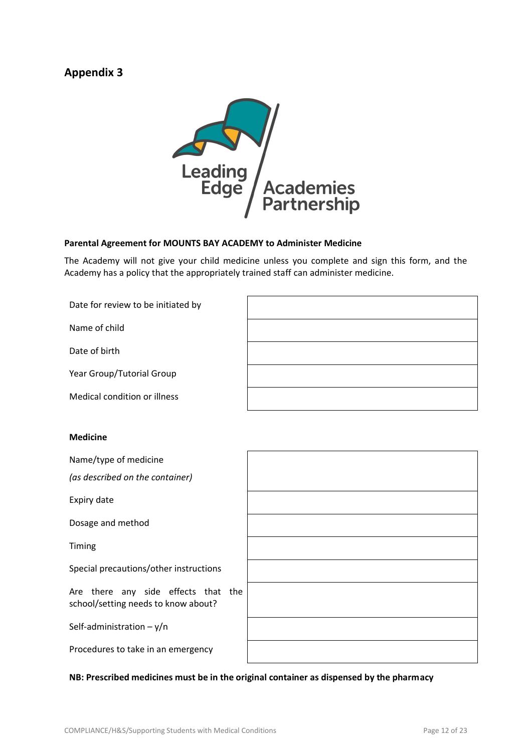## Appendix 3

**Parental Agreement for MOUNTS BAY ACADEMY to Administer Medicine**

The Academy will not give your child medicine unless you complete and sign this form, and the Academy has a policy that the appropriately trained staff can administer medicine.

| | |
|---|---|
| Date for review to be initiated by | |
| Name of child | |
| Date of birth | |
| Year Group/Tutorial Group | |
| Medical condition or illness | |

**Medicine**

| | |
|---|---|
| Name/type of medicine *(as described on the container)* | |
| Expiry date | |
| Dosage and method | |
| Timing | |
| Special precautions/other instructions | |
| Are there any side effects that the school/setting needs to know about? | |
| Self-administration – y/n | |
| Procedures to take in an emergency | |

**NB: Prescribed medicines must be in the original container as dispensed by the pharmacy**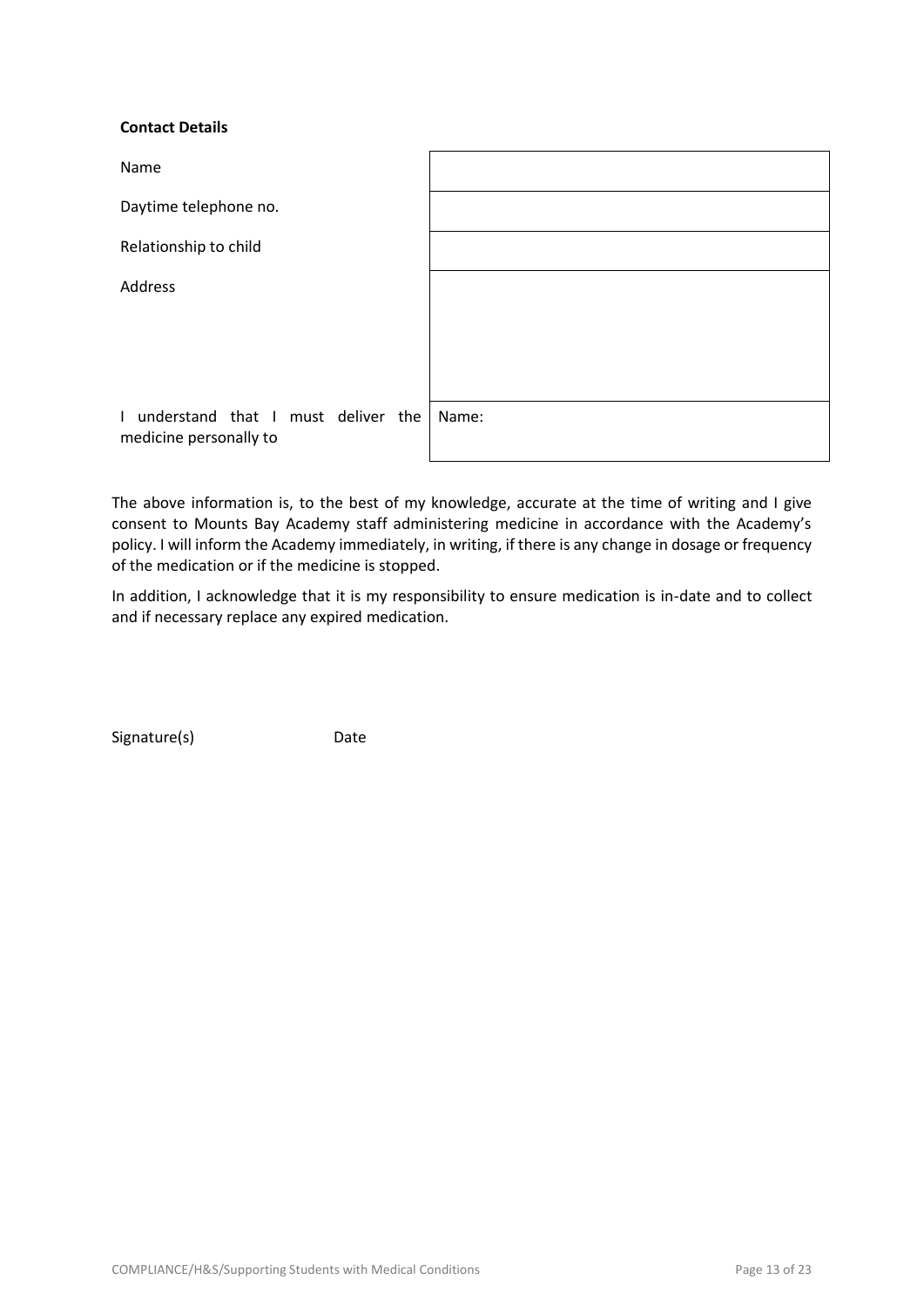**Contact Details**

| | |
|---|---|
| Name | |
| Daytime telephone no. | |
| Relationship to child | |
| Address | |
| I understand that I must deliver the medicine personally to | Name: |

The above information is, to the best of my knowledge, accurate at the time of writing and I give consent to Mounts Bay Academy staff administering medicine in accordance with the Academy's policy. I will inform the Academy immediately, in writing, if there is any change in dosage or frequency of the medication or if the medicine is stopped.

In addition, I acknowledge that it is my responsibility to ensure medication is in-date and to collect and if necessary replace any expired medication.

Signature(s) Date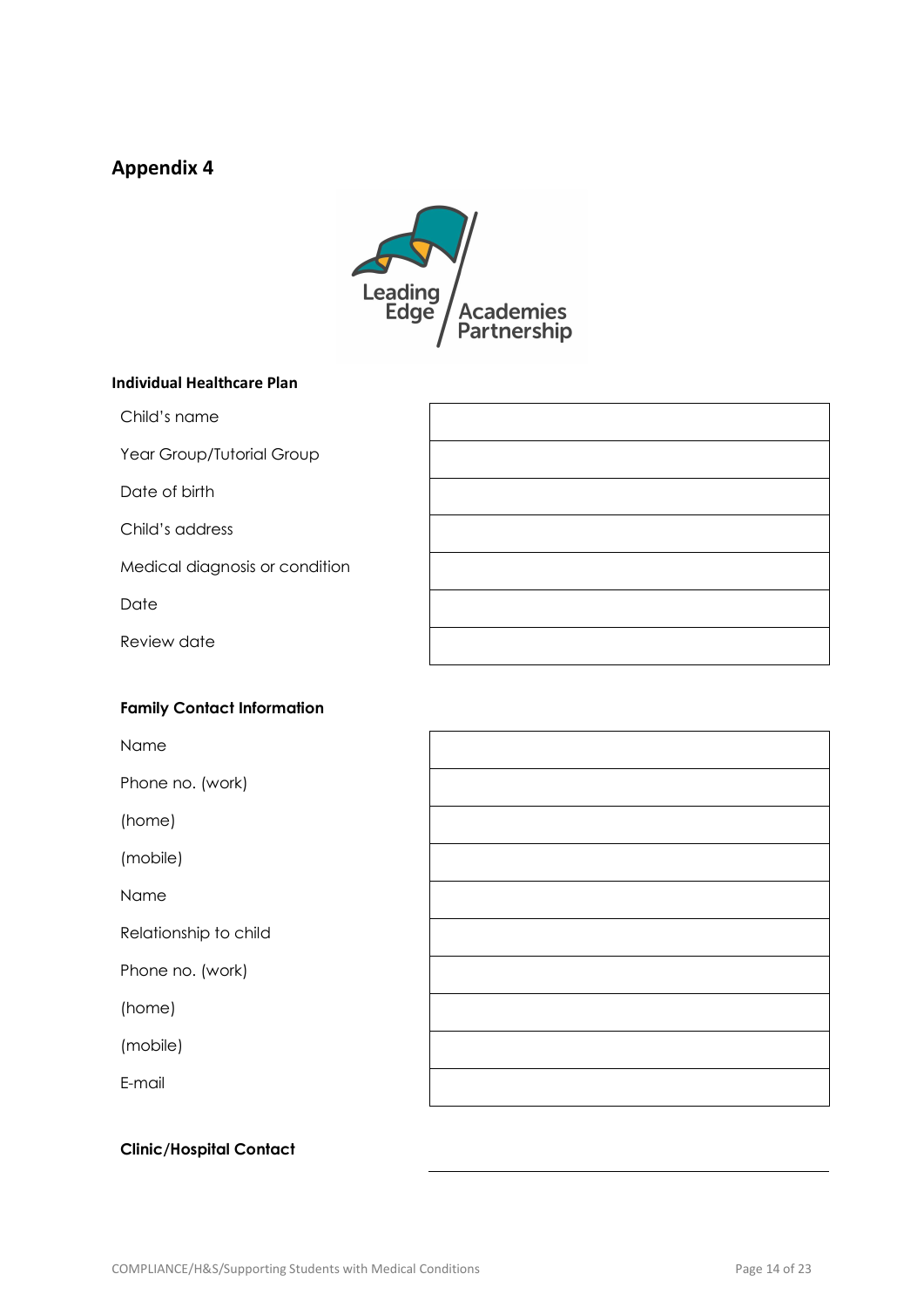## Appendix 4

**Individual Healthcare Plan**

| | |
|---|---|
| Child's name | |
| Year Group/Tutorial Group | |
| Date of birth | |
| Child's address | |
| Medical diagnosis or condition | |
| Date | |
| Review date | |

**Family Contact Information**

| | |
|---|---|
| Name | |
| Phone no. (work) | |
| (home) | |
| (mobile) | |
| Name | |
| Relationship to child | |
| Phone no. (work) | |
| (home) | |
| (mobile) | |
| E-mail | |

**Clinic/Hospital Contact**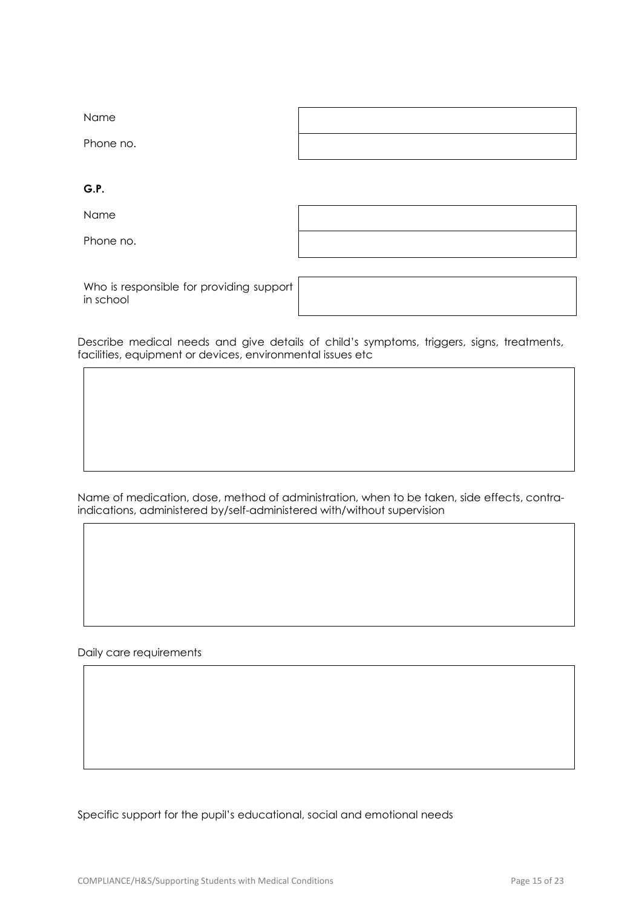| | |
|---|---|
| Name | |
| Phone no. | |

**G.P.**

| | |
|---|---|
| Name | |
| Phone no. | |

| | |
|---|---|
| Who is responsible for providing support in school | |

Describe medical needs and give details of child's symptoms, triggers, signs, treatments, facilities, equipment or devices, environmental issues etc

| |
|---|
| |

Name of medication, dose, method of administration, when to be taken, side effects, contra-indications, administered by/self-administered with/without supervision

| |
|---|
| |

Daily care requirements

| |
|---|
| |

Specific support for the pupil's educational, social and emotional needs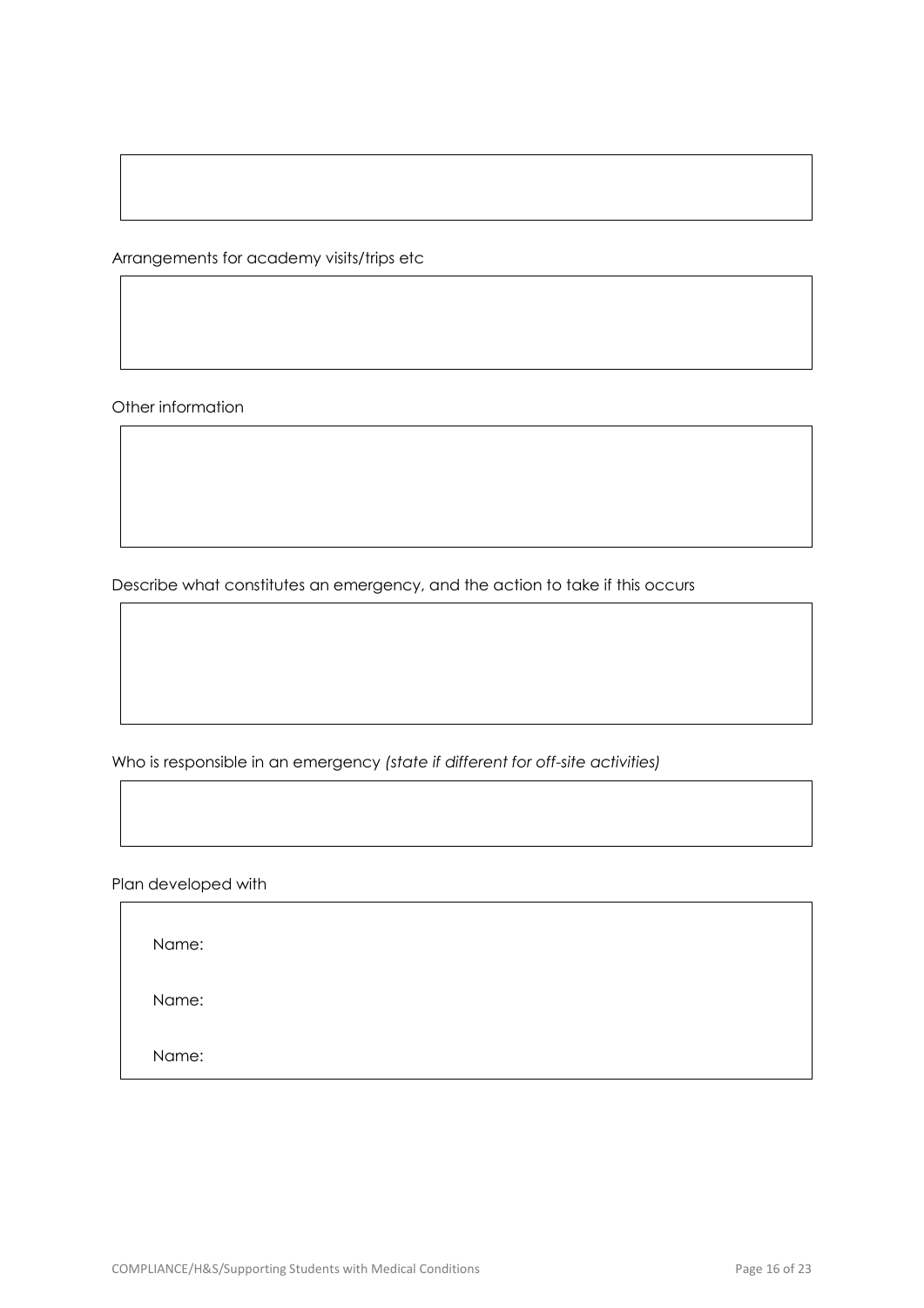Arrangements for academy visits/trips etc

Other information

Describe what constitutes an emergency, and the action to take if this occurs

Who is responsible in an emergency *(state if different for off-site activities)*

Plan developed with

Name:

Name:

Name: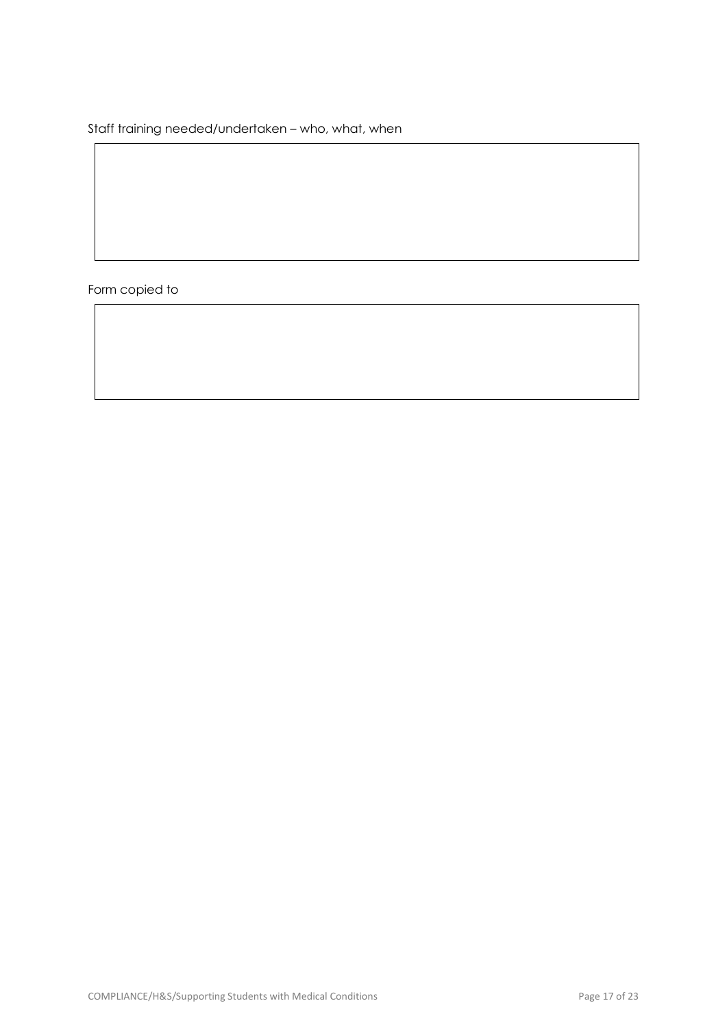Staff training needed/undertaken – who, what, when

| |
|---|
| |

Form copied to

| |
|---|
| |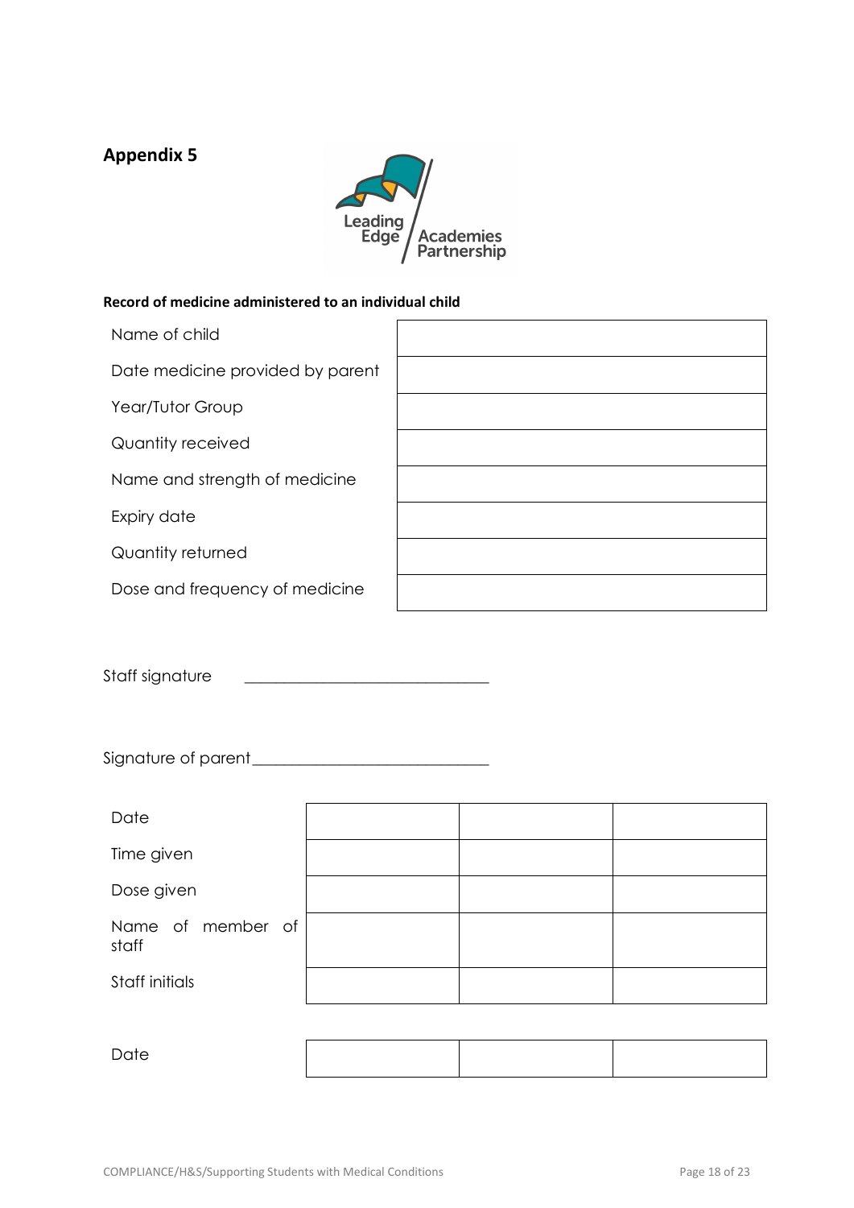## Appendix 5

Leading Edge Academies Partnership

**Record of medicine administered to an individual child**

| | |
|---|---|
| Name of child | |
| Date medicine provided by parent | |
| Year/Tutor Group | |
| Quantity received | |
| Name and strength of medicine | |
| Expiry date | |
| Quantity returned | |
| Dose and frequency of medicine | |

Staff signature ______________________________

Signature of parent______________________________

| | | | |
|---|---|---|---|
| Date | | | |
| Time given | | | |
| Dose given | | | |
| Name of member of staff | | | |
| Staff initials | | | |

| | | | |
|---|---|---|---|
| Date | | | |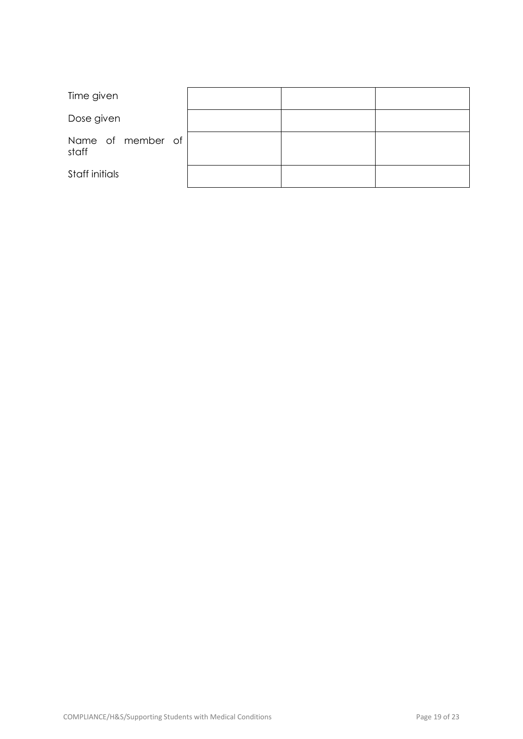| | | | |
|---|---|---|---|
| Time given | | | |
| Dose given | | | |
| Name of member of staff | | | |
| Staff initials | | | |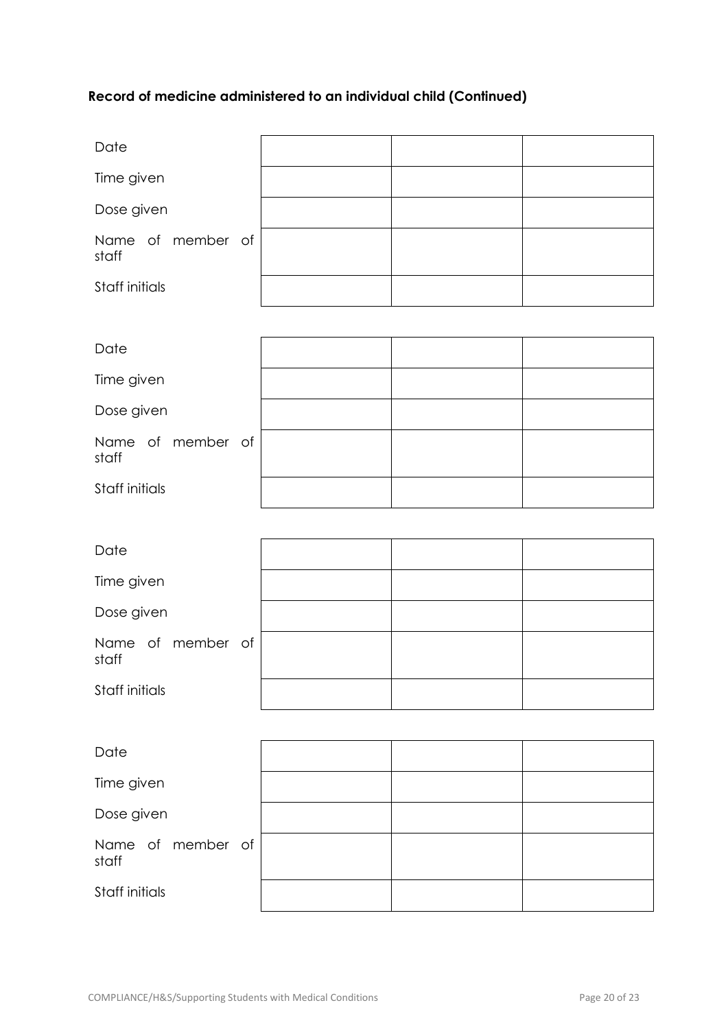**Record of medicine administered to an individual child (Continued)**

| | | | |
|---|---|---|---|
| Date | | | |
| Time given | | | |
| Dose given | | | |
| Name of member of staff | | | |
| Staff initials | | | |

| | | | |
|---|---|---|---|
| Date | | | |
| Time given | | | |
| Dose given | | | |
| Name of member of staff | | | |
| Staff initials | | | |

| | | | |
|---|---|---|---|
| Date | | | |
| Time given | | | |
| Dose given | | | |
| Name of member of staff | | | |
| Staff initials | | | |

| | | | |
|---|---|---|---|
| Date | | | |
| Time given | | | |
| Dose given | | | |
| Name of member of staff | | | |
| Staff initials | | | |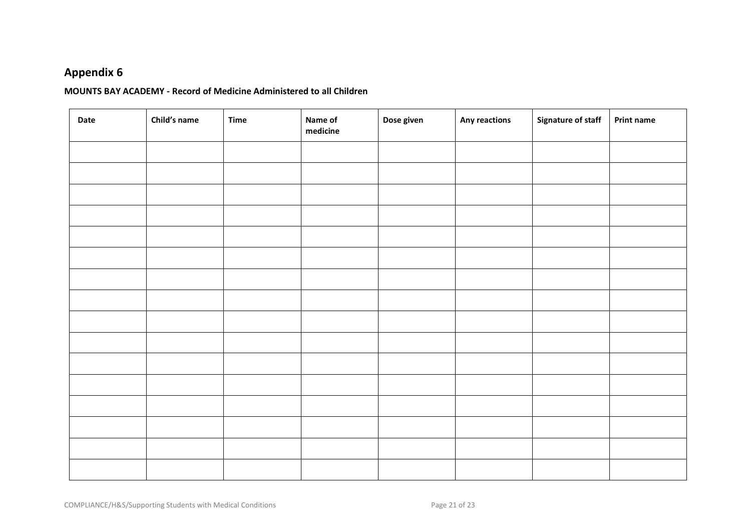## Appendix 6

**MOUNTS BAY ACADEMY - Record of Medicine Administered to all Children**

| Date | Child's name | Time | Name of medicine | Dose given | Any reactions | Signature of staff | Print name |
|---|---|---|---|---|---|---|---|
| | | | | | | | |
| | | | | | | | |
| | | | | | | | |
| | | | | | | | |
| | | | | | | | |
| | | | | | | | |
| | | | | | | | |
| | | | | | | | |
| | | | | | | | |
| | | | | | | | |
| | | | | | | | |
| | | | | | | | |
| | | | | | | | |
| | | | | | | | |
| | | | | | | | |
| | | | | | | | |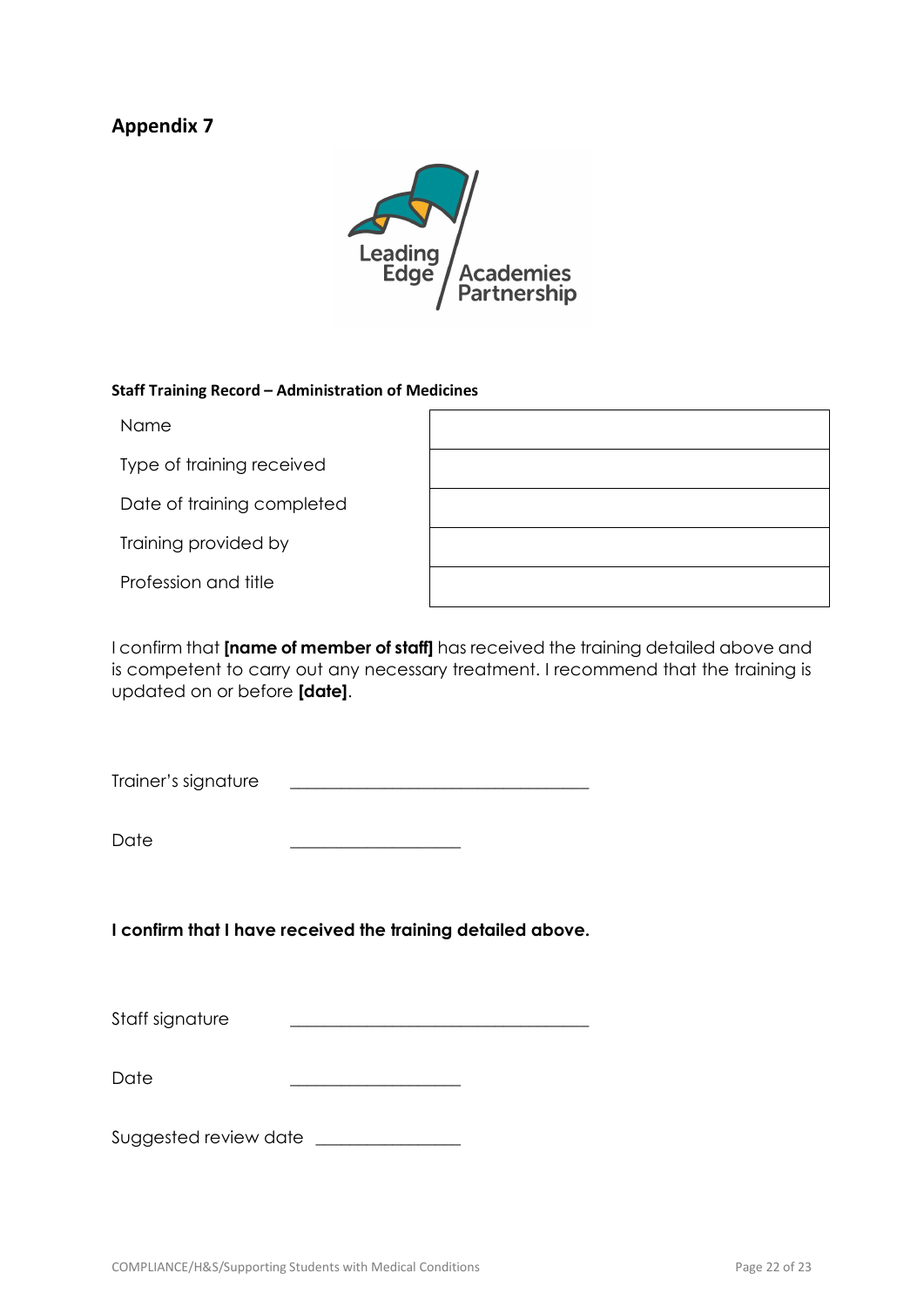## Appendix 7

**Staff Training Record – Administration of Medicines**

| Name | |
|---|---|
| Type of training received | |
| Date of training completed | |
| Training provided by | |
| Profession and title | |

I confirm that **[name of member of staff]** has received the training detailed above and is competent to carry out any necessary treatment. I recommend that the training is updated on or before **[date]**.

Trainer's signature ___________________________________

Date ____________________

**I confirm that I have received the training detailed above.**

Staff signature ___________________________________

Date ____________________

Suggested review date _________________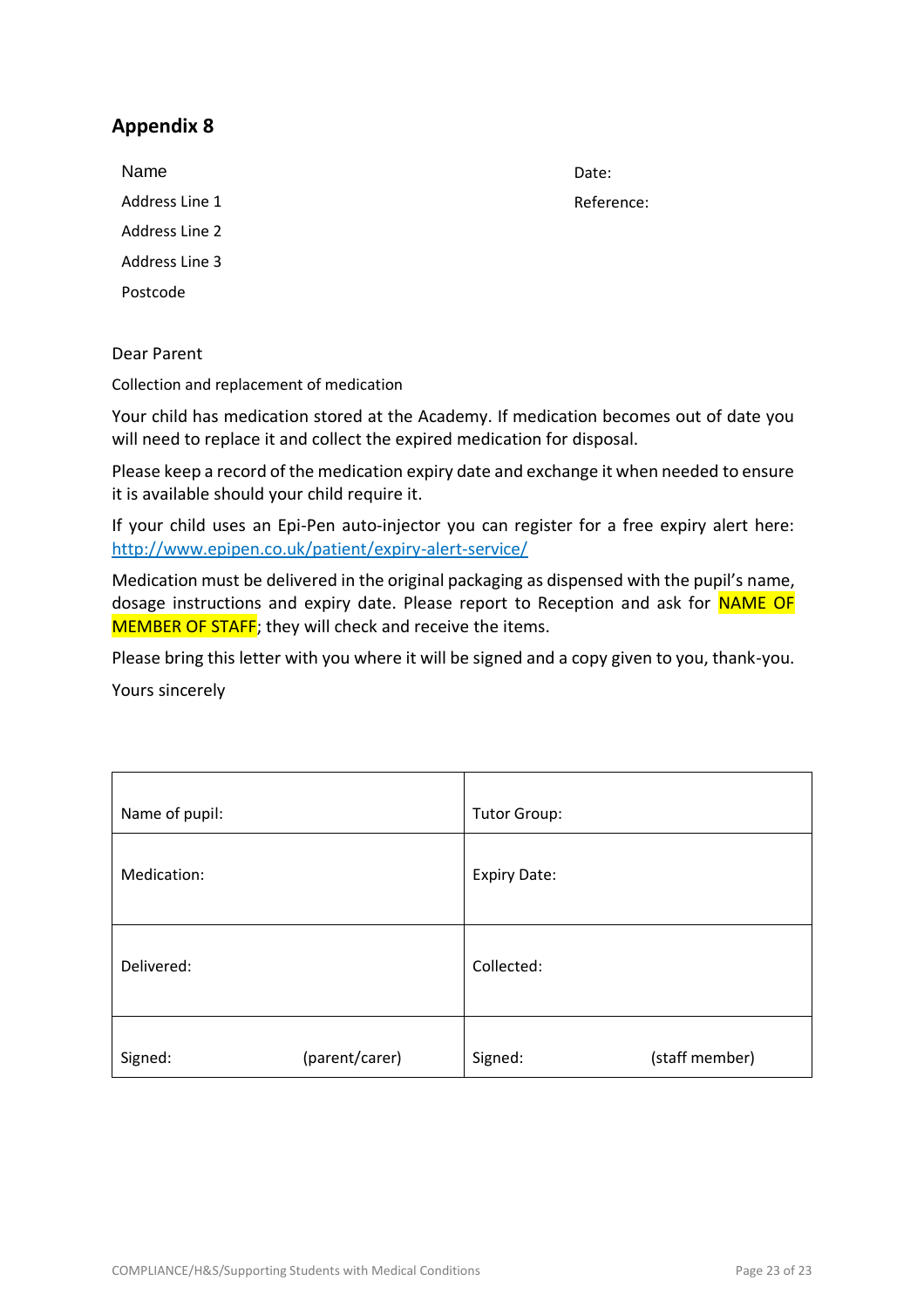## Appendix 8

Name

Address Line 1

Address Line 2

Address Line 3

Postcode

Date:

Reference:

Dear Parent

Collection and replacement of medication

Your child has medication stored at the Academy. If medication becomes out of date you will need to replace it and collect the expired medication for disposal.

Please keep a record of the medication expiry date and exchange it when needed to ensure it is available should your child require it.

If your child uses an Epi-Pen auto-injector you can register for a free expiry alert here: [http://www.epipen.co.uk/patient/expiry-alert-service/](http://www.epipen.co.uk/patient/expiry-alert-service/)

Medication must be delivered in the original packaging as dispensed with the pupil's name, dosage instructions and expiry date. Please report to Reception and ask for NAME OF MEMBER OF STAFF; they will check and receive the items.

Please bring this letter with you where it will be signed and a copy given to you, thank-you.

Yours sincerely

| | |
|---|---|
| Name of pupil: | Tutor Group: |
| Medication: | Expiry Date: |
| Delivered: | Collected: |
| Signed: (parent/carer) | Signed: (staff member) |